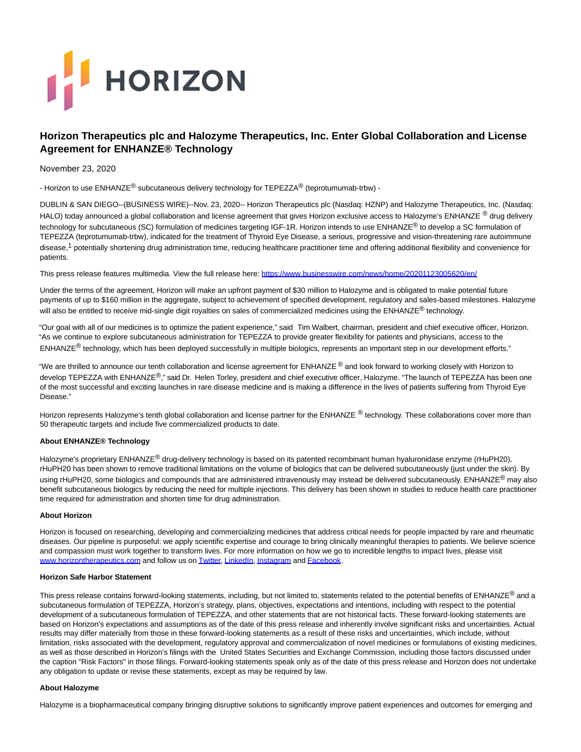# Horizon Therapeutics plc and Halozyme Therapeutics, Inc. Enter Global Collaboration and License Agreement for ENHANZE® Technology

November 23, 2020

- Horizon to use ENHANZE® subcutaneous delivery technology for TEPEZZA® (teprotumumab-trbw) -

DUBLIN & SAN DIEGO--(BUSINESS WIRE)--Nov. 23, 2020-- Horizon Therapeutics plc (Nasdaq: HZNP) and Halozyme Therapeutics, Inc. (Nasdaq: HALO) today announced a global collaboration and license agreement that gives Horizon exclusive access to Halozyme's ENHANZE ® drug delivery technology for subcutaneous (SC) formulation of medicines targeting IGF-1R. Horizon intends to use ENHANZE® to develop a SC formulation of TEPEZZA (teprotumumab-trbw), indicated for the treatment of Thyroid Eye Disease, a serious, progressive and vision-threatening rare autoimmune disease,[1] potentially shortening drug administration time, reducing healthcare practitioner time and offering additional flexibility and convenience for patients.

This press release features multimedia. View the full release here: https://www.businesswire.com/news/home/20201123005620/en/

Under the terms of the agreement, Horizon will make an upfront payment of $30 million to Halozyme and is obligated to make potential future payments of up to $160 million in the aggregate, subject to achievement of specified development, regulatory and sales-based milestones. Halozyme will also be entitled to receive mid-single digit royalties on sales of commercialized medicines using the ENHANZE® technology.

"Our goal with all of our medicines is to optimize the patient experience," said Tim Walbert, chairman, president and chief executive officer, Horizon. "As we continue to explore subcutaneous administration for TEPEZZA to provide greater flexibility for patients and physicians, access to the ENHANZE® technology, which has been deployed successfully in multiple biologics, represents an important step in our development efforts."

"We are thrilled to announce our tenth collaboration and license agreement for ENHANZE ® and look forward to working closely with Horizon to develop TEPEZZA with ENHANZE®," said Dr. Helen Torley, president and chief executive officer, Halozyme. "The launch of TEPEZZA has been one of the most successful and exciting launches in rare disease medicine and is making a difference in the lives of patients suffering from Thyroid Eye Disease."

Horizon represents Halozyme's tenth global collaboration and license partner for the ENHANZE ® technology. These collaborations cover more than 50 therapeutic targets and include five commercialized products to date.

**About ENHANZE® Technology**

Halozyme's proprietary ENHANZE® drug-delivery technology is based on its patented recombinant human hyaluronidase enzyme (rHuPH20). rHuPH20 has been shown to remove traditional limitations on the volume of biologics that can be delivered subcutaneously (just under the skin). By using rHuPH20, some biologics and compounds that are administered intravenously may instead be delivered subcutaneously. ENHANZE® may also benefit subcutaneous biologics by reducing the need for multiple injections. This delivery has been shown in studies to reduce health care practitioner time required for administration and shorten time for drug administration.

**About Horizon**

Horizon is focused on researching, developing and commercializing medicines that address critical needs for people impacted by rare and rheumatic diseases. Our pipeline is purposeful: we apply scientific expertise and courage to bring clinically meaningful therapies to patients. We believe science and compassion must work together to transform lives. For more information on how we go to incredible lengths to impact lives, please visit www.horizontherapeutics.com and follow us on Twitter, LinkedIn, Instagram and Facebook.

**Horizon Safe Harbor Statement**

This press release contains forward-looking statements, including, but not limited to, statements related to the potential benefits of ENHANZE® and a subcutaneous formulation of TEPEZZA, Horizon's strategy, plans, objectives, expectations and intentions, including with respect to the potential development of a subcutaneous formulation of TEPEZZA, and other statements that are not historical facts. These forward-looking statements are based on Horizon's expectations and assumptions as of the date of this press release and inherently involve significant risks and uncertainties. Actual results may differ materially from those in these forward-looking statements as a result of these risks and uncertainties, which include, without limitation, risks associated with the development, regulatory approval and commercialization of novel medicines or formulations of existing medicines, as well as those described in Horizon's filings with the United States Securities and Exchange Commission, including those factors discussed under the caption "Risk Factors" in those filings. Forward-looking statements speak only as of the date of this press release and Horizon does not undertake any obligation to update or revise these statements, except as may be required by law.

**About Halozyme**

Halozyme is a biopharmaceutical company bringing disruptive solutions to significantly improve patient experiences and outcomes for emerging and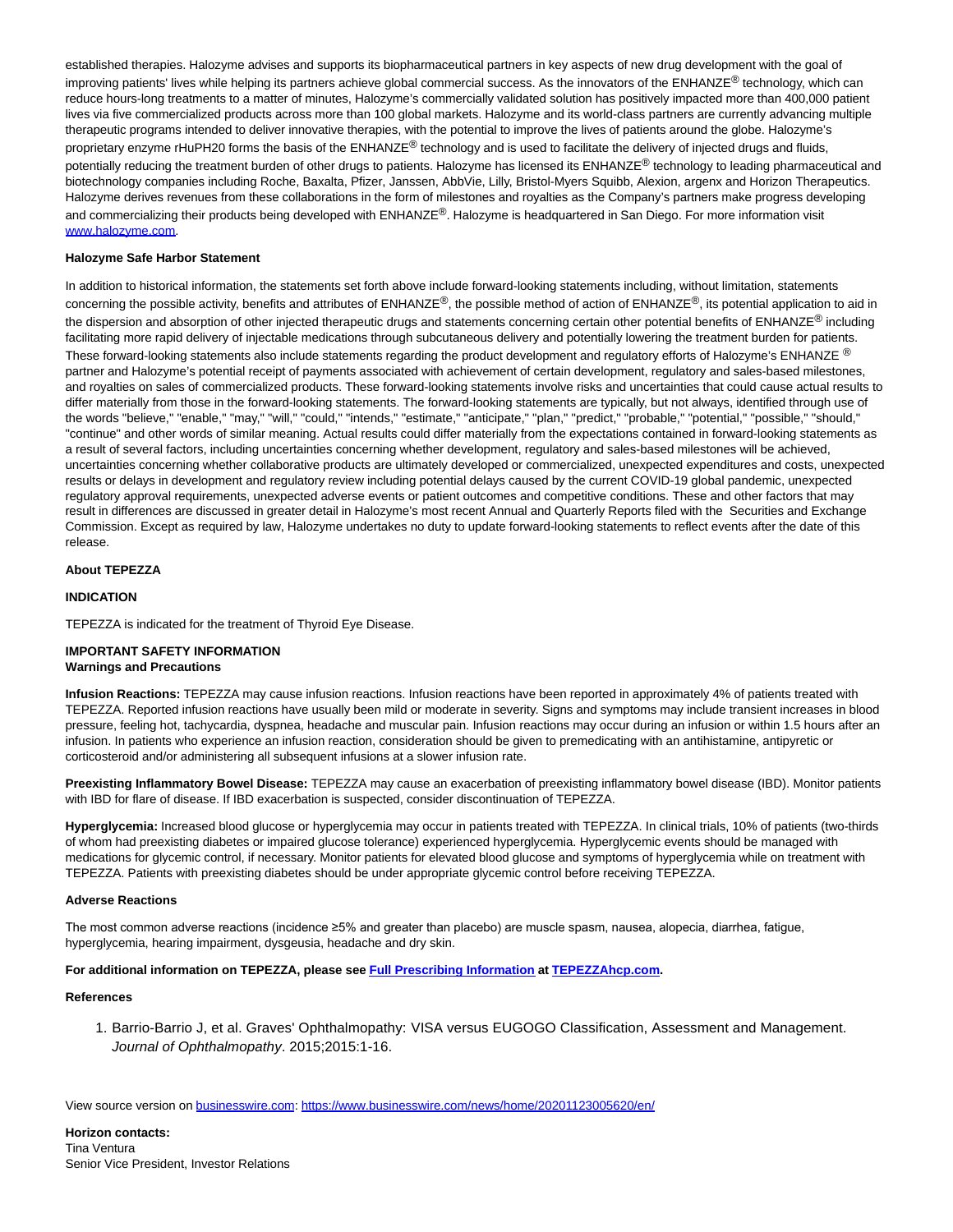established therapies. Halozyme advises and supports its biopharmaceutical partners in key aspects of new drug development with the goal of improving patients' lives while helping its partners achieve global commercial success. As the innovators of the ENHANZE® technology, which can reduce hours-long treatments to a matter of minutes, Halozyme's commercially validated solution has positively impacted more than 400,000 patient lives via five commercialized products across more than 100 global markets. Halozyme and its world-class partners are currently advancing multiple therapeutic programs intended to deliver innovative therapies, with the potential to improve the lives of patients around the globe. Halozyme's proprietary enzyme rHuPH20 forms the basis of the ENHANZE® technology and is used to facilitate the delivery of injected drugs and fluids, potentially reducing the treatment burden of other drugs to patients. Halozyme has licensed its ENHANZE® technology to leading pharmaceutical and biotechnology companies including Roche, Baxalta, Pfizer, Janssen, AbbVie, Lilly, Bristol-Myers Squibb, Alexion, argenx and Horizon Therapeutics. Halozyme derives revenues from these collaborations in the form of milestones and royalties as the Company's partners make progress developing and commercializing their products being developed with ENHANZE®. Halozyme is headquartered in San Diego. For more information visit [www.halozyme.com](http://www.halozyme.com).

**Halozyme Safe Harbor Statement**

In addition to historical information, the statements set forth above include forward-looking statements including, without limitation, statements concerning the possible activity, benefits and attributes of ENHANZE®, the possible method of action of ENHANZE®, its potential application to aid in the dispersion and absorption of other injected therapeutic drugs and statements concerning certain other potential benefits of ENHANZE® including facilitating more rapid delivery of injectable medications through subcutaneous delivery and potentially lowering the treatment burden for patients. These forward-looking statements also include statements regarding the product development and regulatory efforts of Halozyme's ENHANZE ® partner and Halozyme's potential receipt of payments associated with achievement of certain development, regulatory and sales-based milestones, and royalties on sales of commercialized products. These forward-looking statements involve risks and uncertainties that could cause actual results to differ materially from those in the forward-looking statements. The forward-looking statements are typically, but not always, identified through use of the words "believe," "enable," "may," "will," "could," "intends," "estimate," "anticipate," "plan," "predict," "probable," "potential," "possible," "should," "continue" and other words of similar meaning. Actual results could differ materially from the expectations contained in forward-looking statements as a result of several factors, including uncertainties concerning whether development, regulatory and sales-based milestones will be achieved, uncertainties concerning whether collaborative products are ultimately developed or commercialized, unexpected expenditures and costs, unexpected results or delays in development and regulatory review including potential delays caused by the current COVID-19 global pandemic, unexpected regulatory approval requirements, unexpected adverse events or patient outcomes and competitive conditions. These and other factors that may result in differences are discussed in greater detail in Halozyme's most recent Annual and Quarterly Reports filed with the Securities and Exchange Commission. Except as required by law, Halozyme undertakes no duty to update forward-looking statements to reflect events after the date of this release.

**About TEPEZZA**

**INDICATION**

TEPEZZA is indicated for the treatment of Thyroid Eye Disease.

**IMPORTANT SAFETY INFORMATION**
**Warnings and Precautions**

**Infusion Reactions:** TEPEZZA may cause infusion reactions. Infusion reactions have been reported in approximately 4% of patients treated with TEPEZZA. Reported infusion reactions have usually been mild or moderate in severity. Signs and symptoms may include transient increases in blood pressure, feeling hot, tachycardia, dyspnea, headache and muscular pain. Infusion reactions may occur during an infusion or within 1.5 hours after an infusion. In patients who experience an infusion reaction, consideration should be given to premedicating with an antihistamine, antipyretic or corticosteroid and/or administering all subsequent infusions at a slower infusion rate.

**Preexisting Inflammatory Bowel Disease:** TEPEZZA may cause an exacerbation of preexisting inflammatory bowel disease (IBD). Monitor patients with IBD for flare of disease. If IBD exacerbation is suspected, consider discontinuation of TEPEZZA.

**Hyperglycemia:** Increased blood glucose or hyperglycemia may occur in patients treated with TEPEZZA. In clinical trials, 10% of patients (two-thirds of whom had preexisting diabetes or impaired glucose tolerance) experienced hyperglycemia. Hyperglycemic events should be managed with medications for glycemic control, if necessary. Monitor patients for elevated blood glucose and symptoms of hyperglycemia while on treatment with TEPEZZA. Patients with preexisting diabetes should be under appropriate glycemic control before receiving TEPEZZA.

**Adverse Reactions**

The most common adverse reactions (incidence ≥5% and greater than placebo) are muscle spasm, nausea, alopecia, diarrhea, fatigue, hyperglycemia, hearing impairment, dysgeusia, headache and dry skin.

**For additional information on TEPEZZA, please see [Full Prescribing Information](#) at [TEPEZZAhcp.com](#).**

**References**

1. Barrio-Barrio J, et al. Graves' Ophthalmopathy: VISA versus EUGOGO Classification, Assessment and Management. *Journal of Ophthalmopathy*. 2015;2015:1-16.

View source version on [businesswire.com](#): [https://www.businesswire.com/news/home/20201123005620/en/](https://www.businesswire.com/news/home/20201123005620/en/)

**Horizon contacts:**
Tina Ventura
Senior Vice President, Investor Relations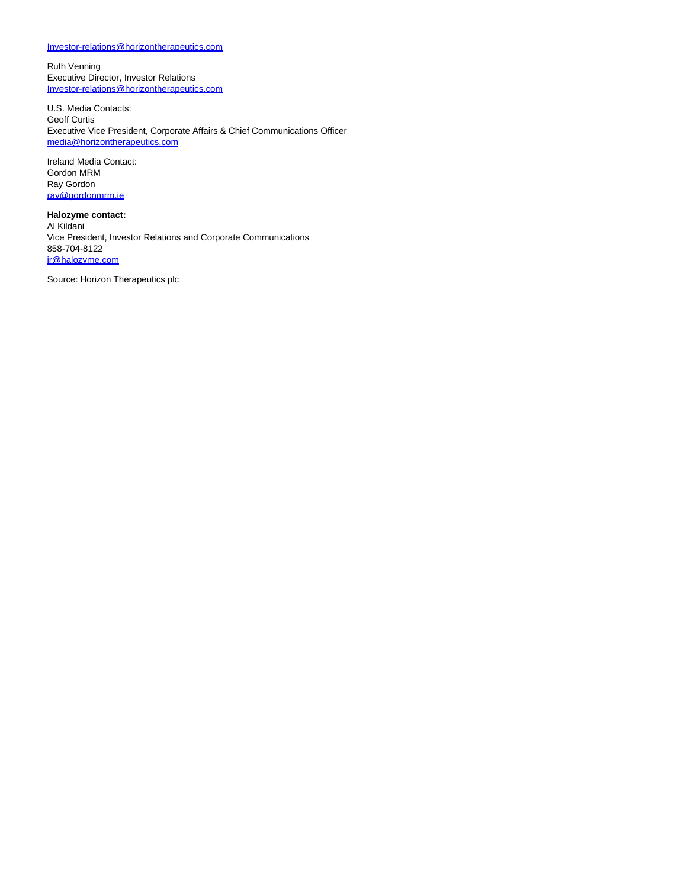Investor-relations@horizontherapeutics.com

Ruth Venning  
Executive Director, Investor Relations  
Investor-relations@horizontherapeutics.com

U.S. Media Contacts:  
Geoff Curtis  
Executive Vice President, Corporate Affairs & Chief Communications Officer  
media@horizontherapeutics.com

Ireland Media Contact:  
Gordon MRM  
Ray Gordon  
ray@gordonmrm.ie

**Halozyme contact:**  
Al Kildani  
Vice President, Investor Relations and Corporate Communications  
858-704-8122  
ir@halozyme.com

Source: Horizon Therapeutics plc